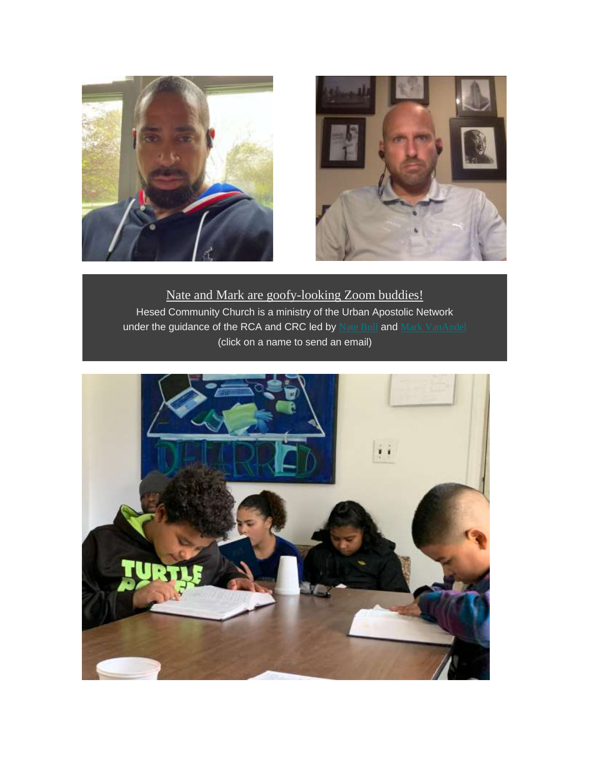Nate and Mark are goofy-looking Zoom buddies!

Hesed Community Church is a ministry of the Urban Apostolic Network under the guidance of the RCA and CRC led by Nate Bull and Mark VanAndel (click on a name to send an email)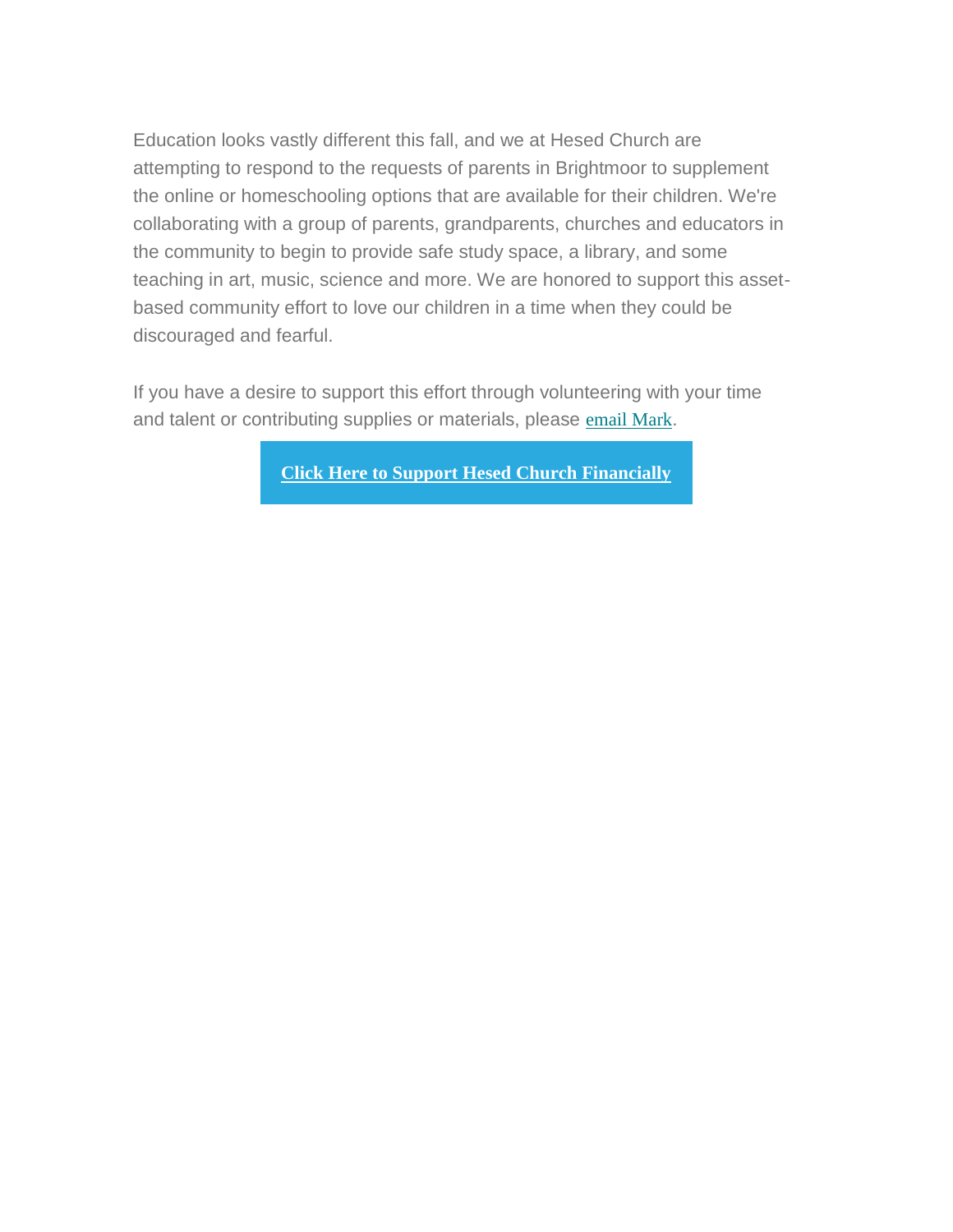Education looks vastly different this fall, and we at Hesed Church are attempting to respond to the requests of parents in Brightmoor to supplement the online or homeschooling options that are available for their children. We're collaborating with a group of parents, grandparents, churches and educators in the community to begin to provide safe study space, a library, and some teaching in art, music, science and more. We are honored to support this asset-based community effort to love our children in a time when they could be discouraged and fearful.

If you have a desire to support this effort through volunteering with your time and talent or contributing supplies or materials, please email Mark.

**Click Here to Support Hesed Church Financially**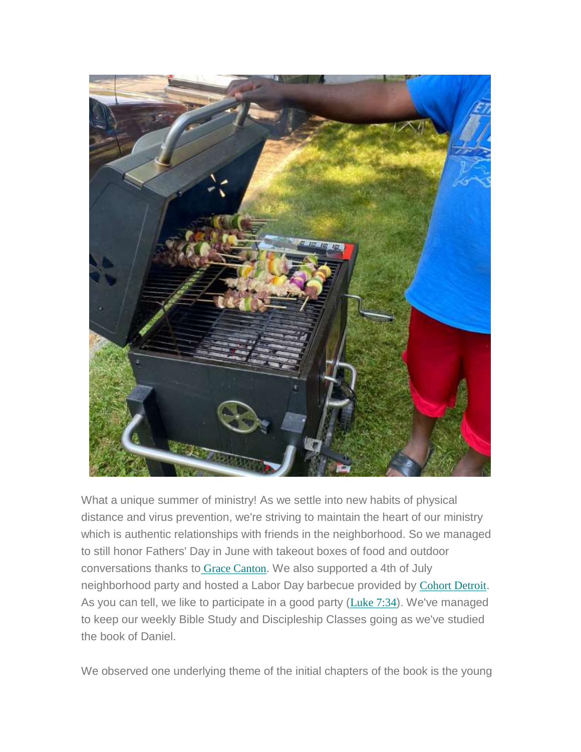What a unique summer of ministry! As we settle into new habits of physical distance and virus prevention, we're striving to maintain the heart of our ministry which is authentic relationships with friends in the neighborhood. So we managed to still honor Fathers' Day in June with takeout boxes of food and outdoor conversations thanks to Grace Canton. We also supported a 4th of July neighborhood party and hosted a Labor Day barbecue provided by Cohort Detroit. As you can tell, we like to participate in a good party (Luke 7:34). We've managed to keep our weekly Bible Study and Discipleship Classes going as we've studied the book of Daniel.

We observed one underlying theme of the initial chapters of the book is the young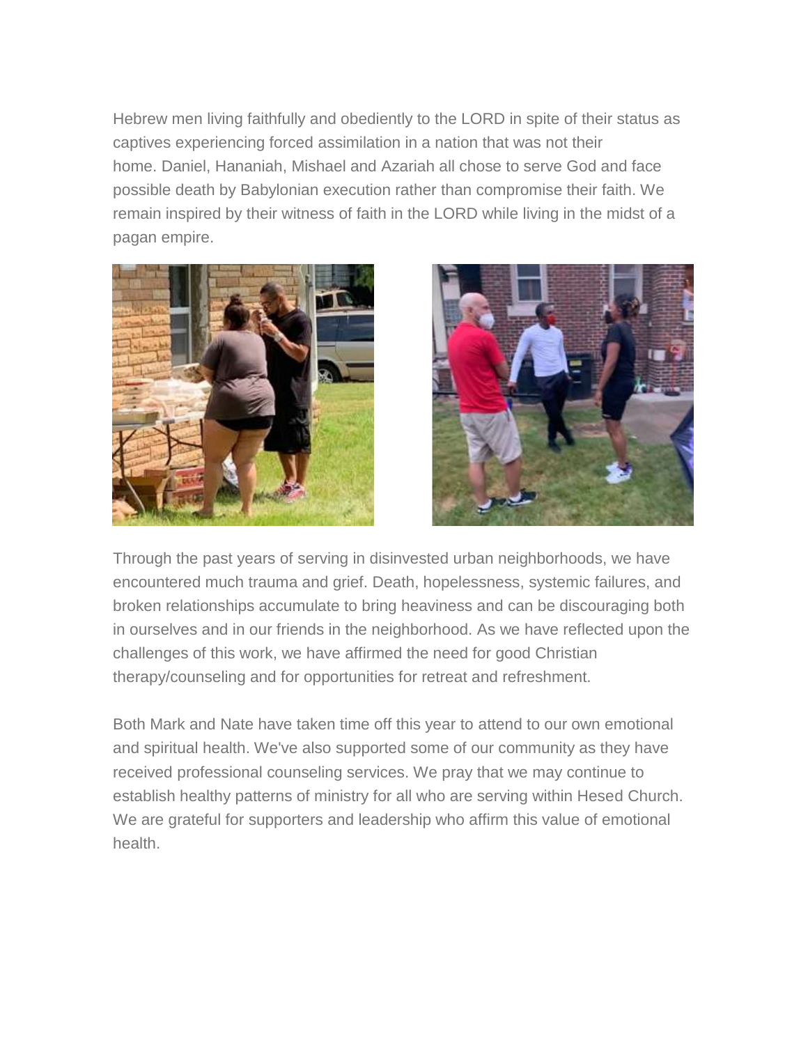Hebrew men living faithfully and obediently to the LORD in spite of their status as captives experiencing forced assimilation in a nation that was not their home. Daniel, Hananiah, Mishael and Azariah all chose to serve God and face possible death by Babylonian execution rather than compromise their faith. We remain inspired by their witness of faith in the LORD while living in the midst of a pagan empire.

Through the past years of serving in disinvested urban neighborhoods, we have encountered much trauma and grief. Death, hopelessness, systemic failures, and broken relationships accumulate to bring heaviness and can be discouraging both in ourselves and in our friends in the neighborhood. As we have reflected upon the challenges of this work, we have affirmed the need for good Christian therapy/counseling and for opportunities for retreat and refreshment.

Both Mark and Nate have taken time off this year to attend to our own emotional and spiritual health. We've also supported some of our community as they have received professional counseling services. We pray that we may continue to establish healthy patterns of ministry for all who are serving within Hesed Church. We are grateful for supporters and leadership who affirm this value of emotional health.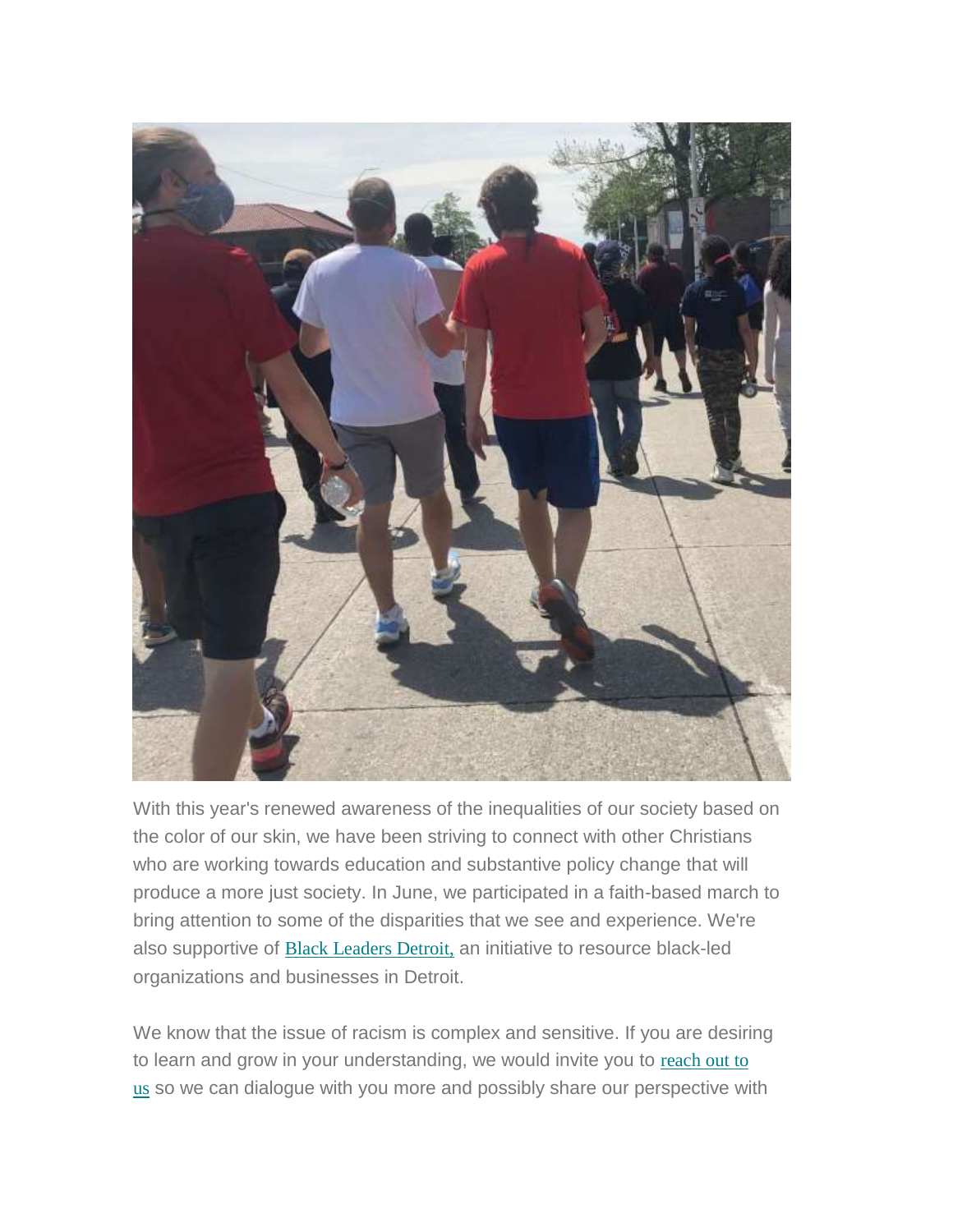With this year's renewed awareness of the inequalities of our society based on the color of our skin, we have been striving to connect with other Christians who are working towards education and substantive policy change that will produce a more just society. In June, we participated in a faith-based march to bring attention to some of the disparities that we see and experience. We're also supportive of Black Leaders Detroit, an initiative to resource black-led organizations and businesses in Detroit.

We know that the issue of racism is complex and sensitive. If you are desiring to learn and grow in your understanding, we would invite you to reach out to us so we can dialogue with you more and possibly share our perspective with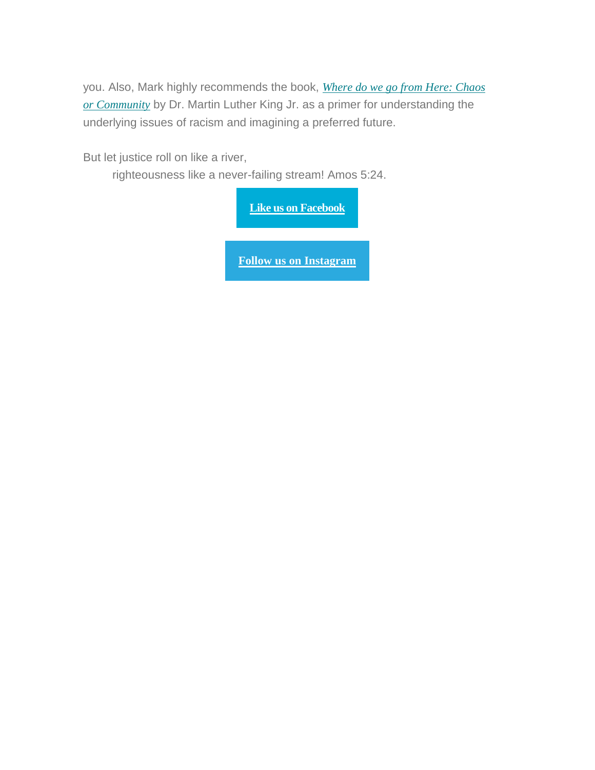you. Also, Mark highly recommends the book, ***Where do we go from Here: Chaos or Community*** by Dr. Martin Luther King Jr. as a primer for understanding the underlying issues of racism and imagining a preferred future.

But let justice roll on like a river,
righteousness like a never-failing stream! Amos 5:24.

**Like us on Facebook**

**Follow us on Instagram**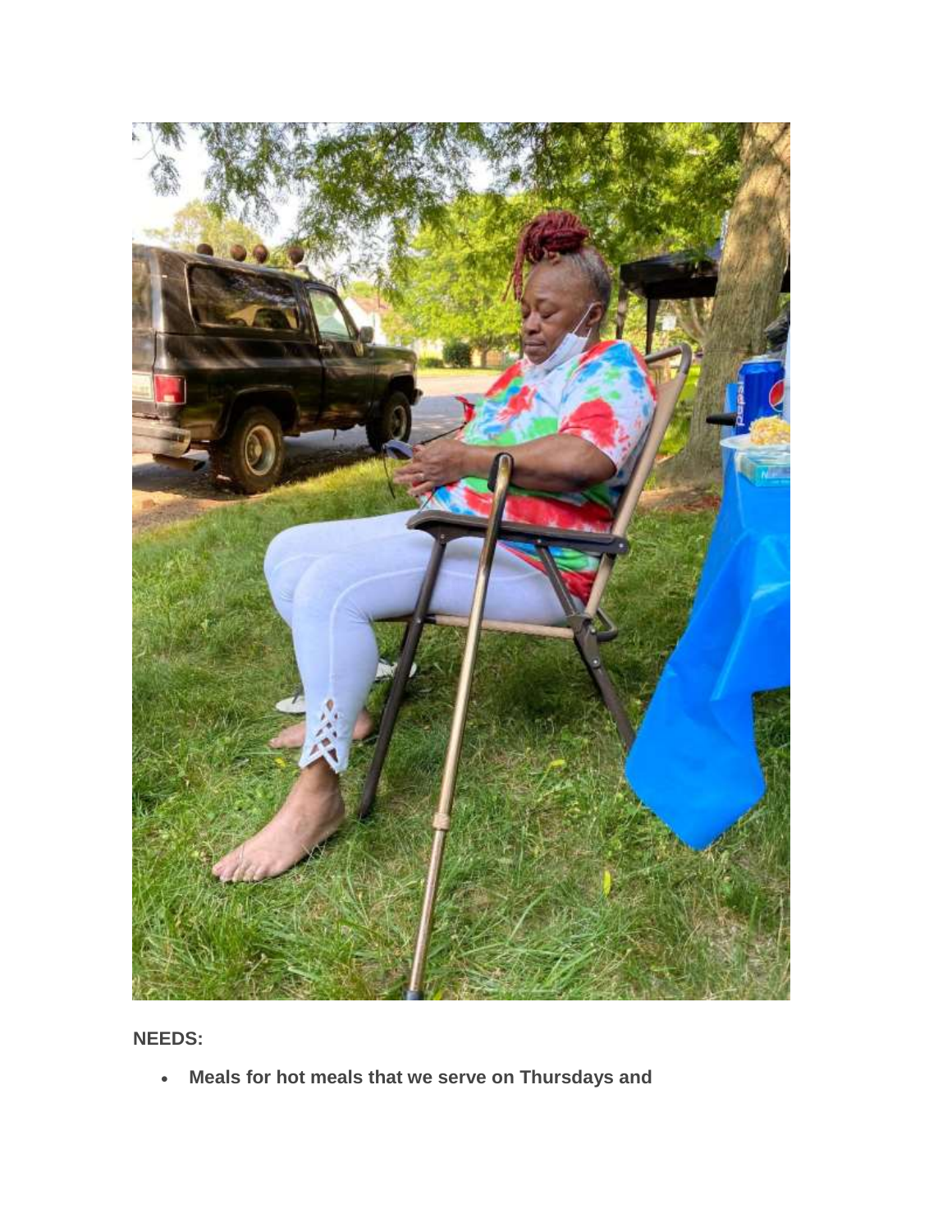**NEEDS:**

- **Meals for hot meals that we serve on Thursdays and**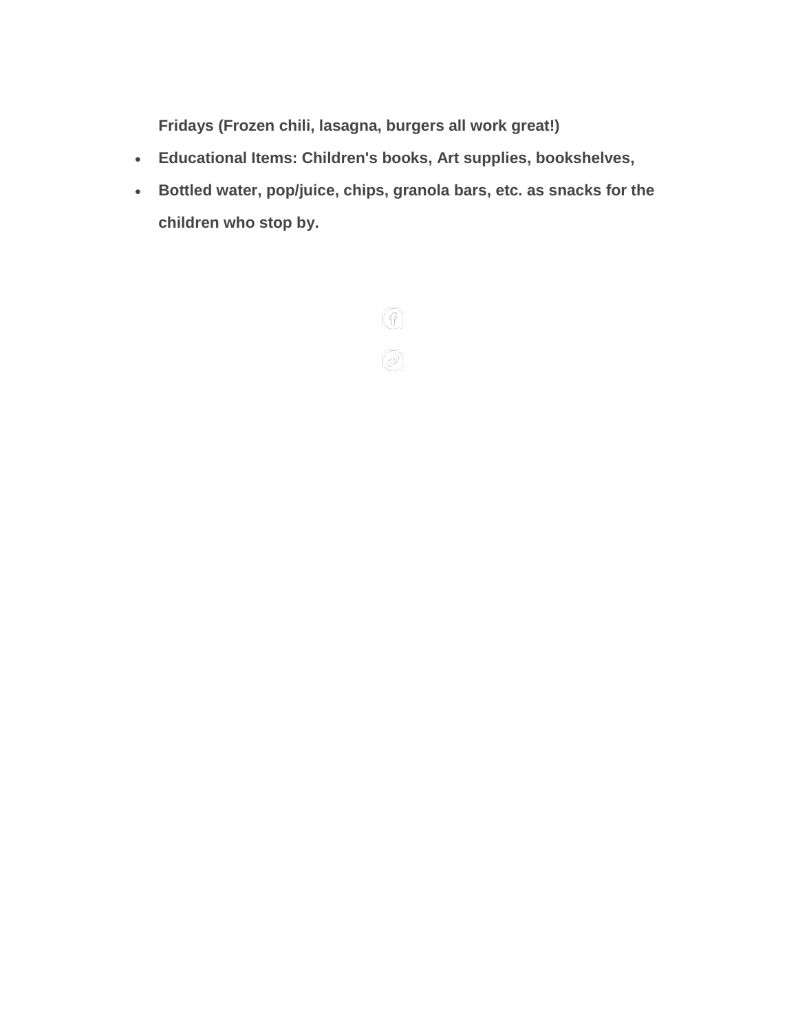**Fridays (Frozen chili, lasagna, burgers all work great!)**

- **Educational Items: Children's books, Art supplies, bookshelves,**
- **Bottled water, pop/juice, chips, granola bars, etc. as snacks for the children who stop by.**